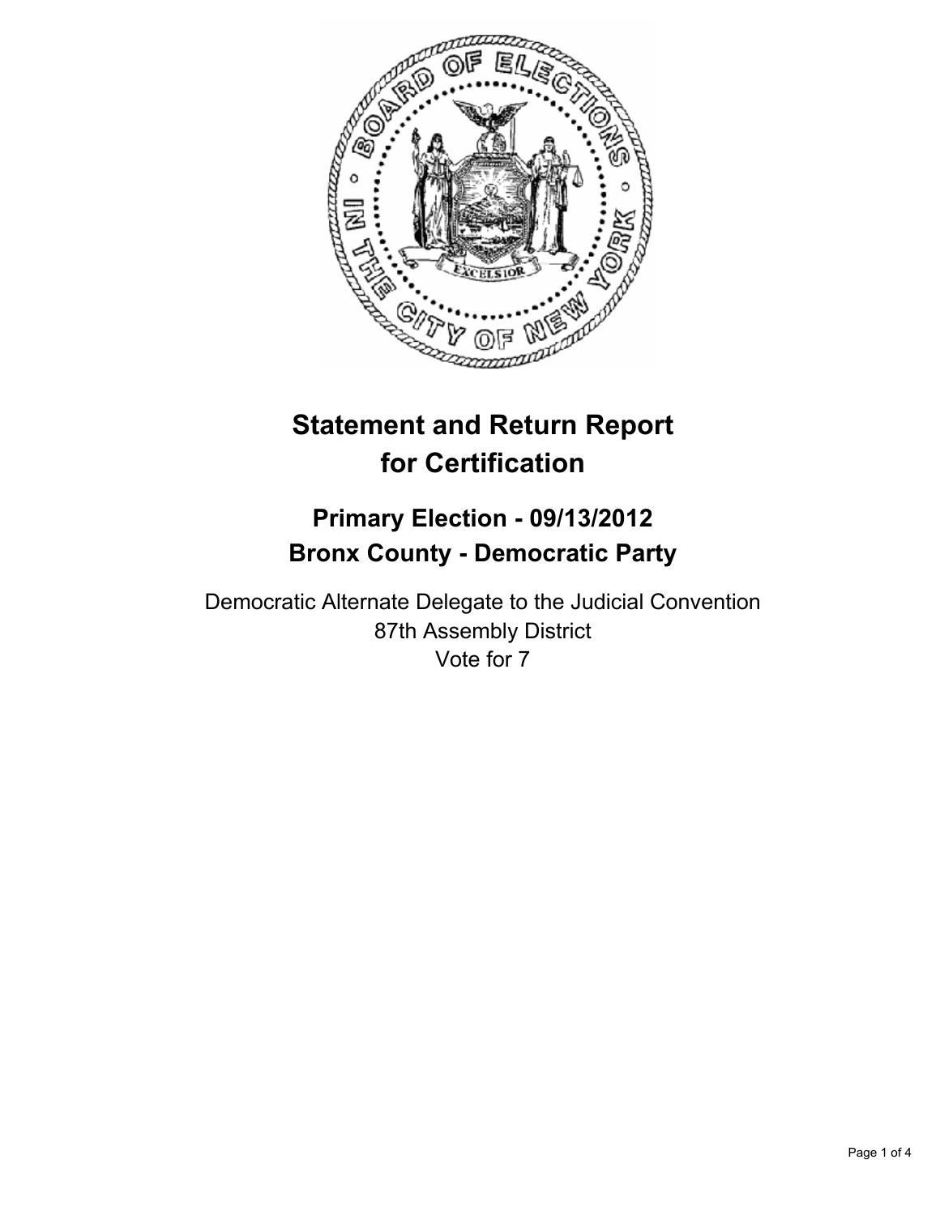# Statement and Return Report for Certification

## Primary Election - 09/13/2012
## Bronx County - Democratic Party

Democratic Alternate Delegate to the Judicial Convention
87th Assembly District
Vote for 7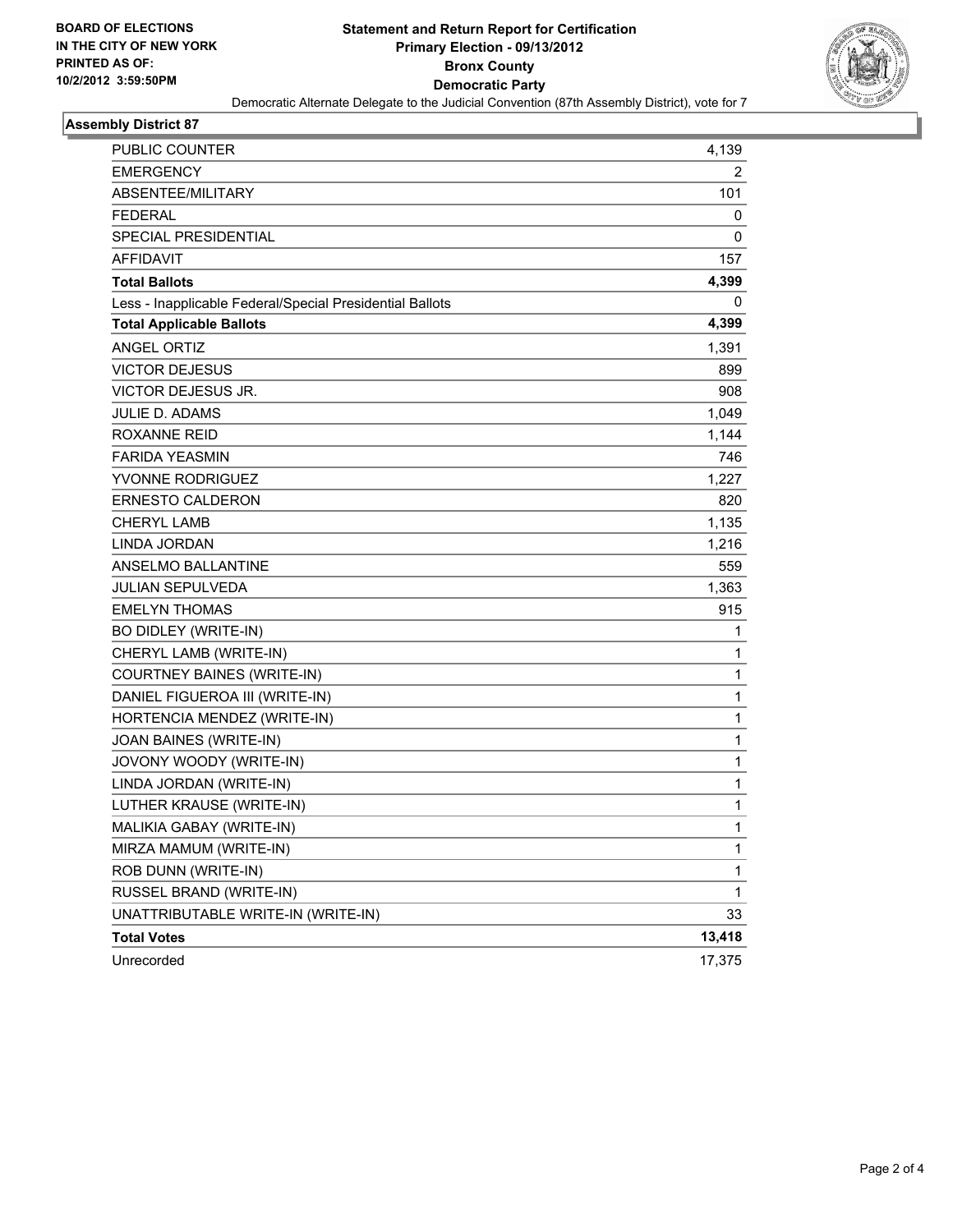**BOARD OF ELECTIONS IN THE CITY OF NEW YORK PRINTED AS OF: 10/2/2012 3:59:50PM**

# Statement and Return Report for Certification
## Primary Election - 09/13/2012
## Bronx County
## Democratic Party

Democratic Alternate Delegate to the Judicial Convention (87th Assembly District), vote for 7

### Assembly District 87

| | |
|---|---|
| PUBLIC COUNTER | 4,139 |
| EMERGENCY | 2 |
| ABSENTEE/MILITARY | 101 |
| FEDERAL | 0 |
| SPECIAL PRESIDENTIAL | 0 |
| AFFIDAVIT | 157 |
| **Total Ballots** | **4,399** |
| Less - Inapplicable Federal/Special Presidential Ballots | 0 |
| **Total Applicable Ballots** | **4,399** |
| ANGEL ORTIZ | 1,391 |
| VICTOR DEJESUS | 899 |
| VICTOR DEJESUS JR. | 908 |
| JULIE D. ADAMS | 1,049 |
| ROXANNE REID | 1,144 |
| FARIDA YEASMIN | 746 |
| YVONNE RODRIGUEZ | 1,227 |
| ERNESTO CALDERON | 820 |
| CHERYL LAMB | 1,135 |
| LINDA JORDAN | 1,216 |
| ANSELMO BALLANTINE | 559 |
| JULIAN SEPULVEDA | 1,363 |
| EMELYN THOMAS | 915 |
| BO DIDLEY (WRITE-IN) | 1 |
| CHERYL LAMB (WRITE-IN) | 1 |
| COURTNEY BAINES (WRITE-IN) | 1 |
| DANIEL FIGUEROA III (WRITE-IN) | 1 |
| HORTENCIA MENDEZ (WRITE-IN) | 1 |
| JOAN BAINES (WRITE-IN) | 1 |
| JOVONY WOODY (WRITE-IN) | 1 |
| LINDA JORDAN (WRITE-IN) | 1 |
| LUTHER KRAUSE (WRITE-IN) | 1 |
| MALIKIA GABAY (WRITE-IN) | 1 |
| MIRZA MAMUM (WRITE-IN) | 1 |
| ROB DUNN (WRITE-IN) | 1 |
| RUSSEL BRAND (WRITE-IN) | 1 |
| UNATTRIBUTABLE WRITE-IN (WRITE-IN) | 33 |
| **Total Votes** | **13,418** |
| Unrecorded | 17,375 |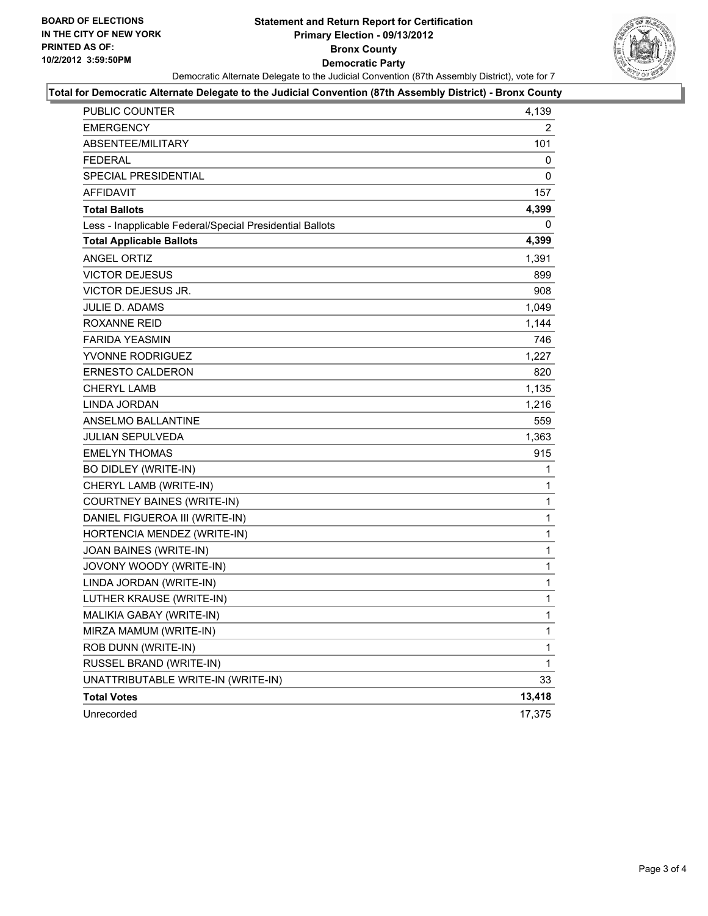**BOARD OF ELECTIONS**
**IN THE CITY OF NEW YORK**
**PRINTED AS OF:**
**10/2/2012 3:59:50PM**

# Statement and Return Report for Certification
## Primary Election - 09/13/2012
## Bronx County
## Democratic Party

Democratic Alternate Delegate to the Judicial Convention (87th Assembly District), vote for 7

### Total for Democratic Alternate Delegate to the Judicial Convention (87th Assembly District) - Bronx County

| | |
|---|---|
| PUBLIC COUNTER | 4,139 |
| EMERGENCY | 2 |
| ABSENTEE/MILITARY | 101 |
| FEDERAL | 0 |
| SPECIAL PRESIDENTIAL | 0 |
| AFFIDAVIT | 157 |
| **Total Ballots** | **4,399** |
| Less - Inapplicable Federal/Special Presidential Ballots | 0 |
| **Total Applicable Ballots** | **4,399** |
| ANGEL ORTIZ | 1,391 |
| VICTOR DEJESUS | 899 |
| VICTOR DEJESUS JR. | 908 |
| JULIE D. ADAMS | 1,049 |
| ROXANNE REID | 1,144 |
| FARIDA YEASMIN | 746 |
| YVONNE RODRIGUEZ | 1,227 |
| ERNESTO CALDERON | 820 |
| CHERYL LAMB | 1,135 |
| LINDA JORDAN | 1,216 |
| ANSELMO BALLANTINE | 559 |
| JULIAN SEPULVEDA | 1,363 |
| EMELYN THOMAS | 915 |
| BO DIDLEY (WRITE-IN) | 1 |
| CHERYL LAMB (WRITE-IN) | 1 |
| COURTNEY BAINES (WRITE-IN) | 1 |
| DANIEL FIGUEROA III (WRITE-IN) | 1 |
| HORTENCIA MENDEZ (WRITE-IN) | 1 |
| JOAN BAINES (WRITE-IN) | 1 |
| JOVONY WOODY (WRITE-IN) | 1 |
| LINDA JORDAN (WRITE-IN) | 1 |
| LUTHER KRAUSE (WRITE-IN) | 1 |
| MALIKIA GABAY (WRITE-IN) | 1 |
| MIRZA MAMUM (WRITE-IN) | 1 |
| ROB DUNN (WRITE-IN) | 1 |
| RUSSEL BRAND (WRITE-IN) | 1 |
| UNATTRIBUTABLE WRITE-IN (WRITE-IN) | 33 |
| **Total Votes** | **13,418** |
| Unrecorded | 17,375 |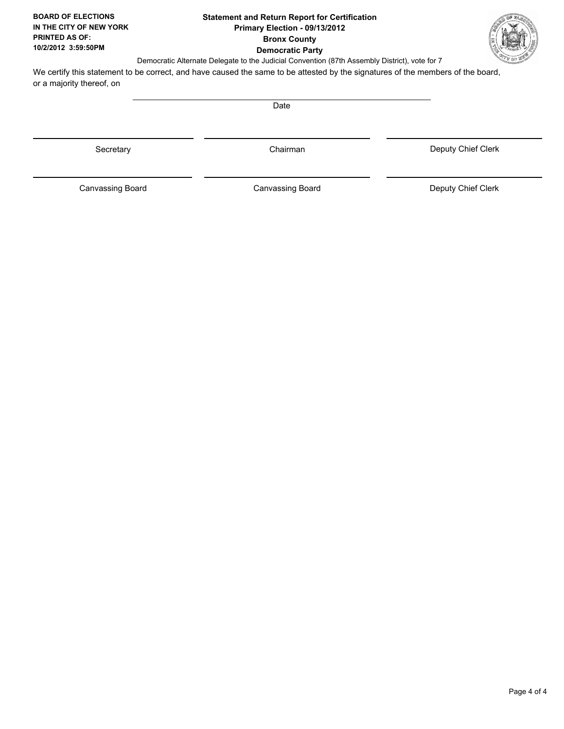**BOARD OF ELECTIONS IN THE CITY OF NEW YORK**
**PRINTED AS OF: 10/2/2012 3:59:50PM**

**Statement and Return Report for Certification**
**Primary Election - 09/13/2012**
**Bronx County**
**Democratic Party**

Democratic Alternate Delegate to the Judicial Convention (87th Assembly District), vote for 7

We certify this statement to be correct, and have caused the same to be attested by the signatures of the members of the board, or a majority thereof, on

\_\_\_\_\_\_\_\_\_\_\_\_\_\_\_\_\_\_\_\_\_\_\_\_\_\_\_\_\_\_\_\_\_\_\_\_\_\_\_\_
Date

| | | |
|---|---|---|
| Secretary | Chairman | Deputy Chief Clerk |
| Canvassing Board | Canvassing Board | Deputy Chief Clerk |